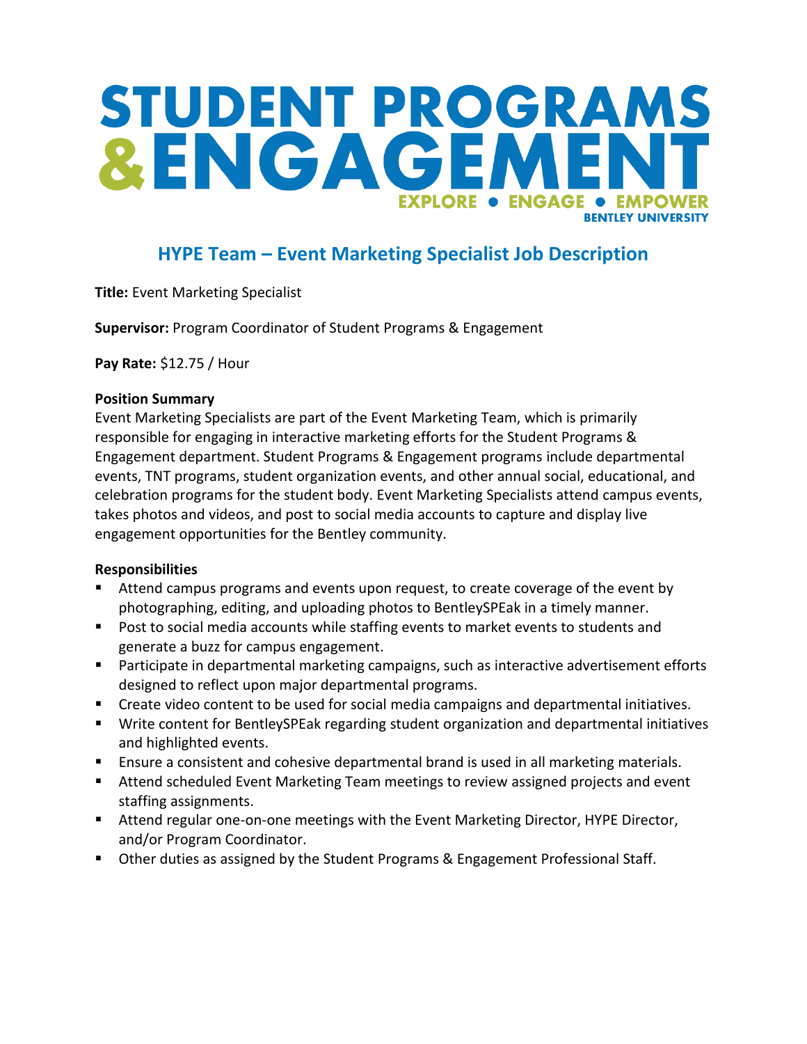# STUDENT PROGRAMS & ENGAGEMENT

EXPLORE • ENGAGE • EMPOWER

BENTLEY UNIVERSITY

## HYPE Team – Event Marketing Specialist Job Description

**Title:** Event Marketing Specialist

**Supervisor:** Program Coordinator of Student Programs & Engagement

**Pay Rate:** $12.75 / Hour

**Position Summary**

Event Marketing Specialists are part of the Event Marketing Team, which is primarily responsible for engaging in interactive marketing efforts for the Student Programs & Engagement department. Student Programs & Engagement programs include departmental events, TNT programs, student organization events, and other annual social, educational, and celebration programs for the student body. Event Marketing Specialists attend campus events, takes photos and videos, and post to social media accounts to capture and display live engagement opportunities for the Bentley community.

**Responsibilities**

- Attend campus programs and events upon request, to create coverage of the event by photographing, editing, and uploading photos to BentleySPEak in a timely manner.
- Post to social media accounts while staffing events to market events to students and generate a buzz for campus engagement.
- Participate in departmental marketing campaigns, such as interactive advertisement efforts designed to reflect upon major departmental programs.
- Create video content to be used for social media campaigns and departmental initiatives.
- Write content for BentleySPEak regarding student organization and departmental initiatives and highlighted events.
- Ensure a consistent and cohesive departmental brand is used in all marketing materials.
- Attend scheduled Event Marketing Team meetings to review assigned projects and event staffing assignments.
- Attend regular one-on-one meetings with the Event Marketing Director, HYPE Director, and/or Program Coordinator.
- Other duties as assigned by the Student Programs & Engagement Professional Staff.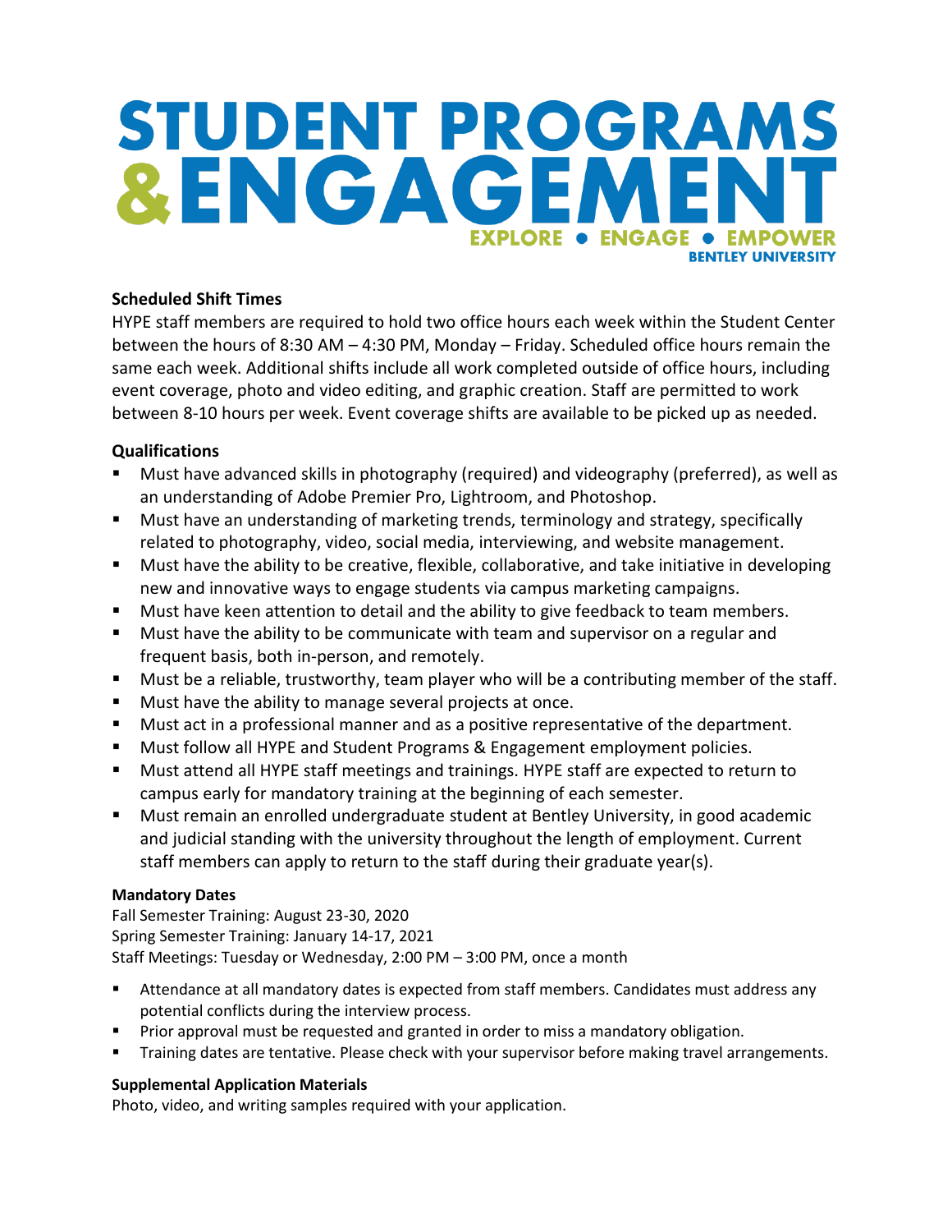STUDENT PROGRAMS & ENGAGEMENT

EXPLORE • ENGAGE • EMPOWER

BENTLEY UNIVERSITY

**Scheduled Shift Times**

HYPE staff members are required to hold two office hours each week within the Student Center between the hours of 8:30 AM – 4:30 PM, Monday – Friday. Scheduled office hours remain the same each week. Additional shifts include all work completed outside of office hours, including event coverage, photo and video editing, and graphic creation. Staff are permitted to work between 8-10 hours per week. Event coverage shifts are available to be picked up as needed.

**Qualifications**

- Must have advanced skills in photography (required) and videography (preferred), as well as an understanding of Adobe Premier Pro, Lightroom, and Photoshop.
- Must have an understanding of marketing trends, terminology and strategy, specifically related to photography, video, social media, interviewing, and website management.
- Must have the ability to be creative, flexible, collaborative, and take initiative in developing new and innovative ways to engage students via campus marketing campaigns.
- Must have keen attention to detail and the ability to give feedback to team members.
- Must have the ability to be communicate with team and supervisor on a regular and frequent basis, both in-person, and remotely.
- Must be a reliable, trustworthy, team player who will be a contributing member of the staff.
- Must have the ability to manage several projects at once.
- Must act in a professional manner and as a positive representative of the department.
- Must follow all HYPE and Student Programs & Engagement employment policies.
- Must attend all HYPE staff meetings and trainings. HYPE staff are expected to return to campus early for mandatory training at the beginning of each semester.
- Must remain an enrolled undergraduate student at Bentley University, in good academic and judicial standing with the university throughout the length of employment. Current staff members can apply to return to the staff during their graduate year(s).

**Mandatory Dates**

Fall Semester Training: August 23-30, 2020
Spring Semester Training: January 14-17, 2021
Staff Meetings: Tuesday or Wednesday, 2:00 PM – 3:00 PM, once a month

- Attendance at all mandatory dates is expected from staff members. Candidates must address any potential conflicts during the interview process.
- Prior approval must be requested and granted in order to miss a mandatory obligation.
- Training dates are tentative. Please check with your supervisor before making travel arrangements.

**Supplemental Application Materials**

Photo, video, and writing samples required with your application.